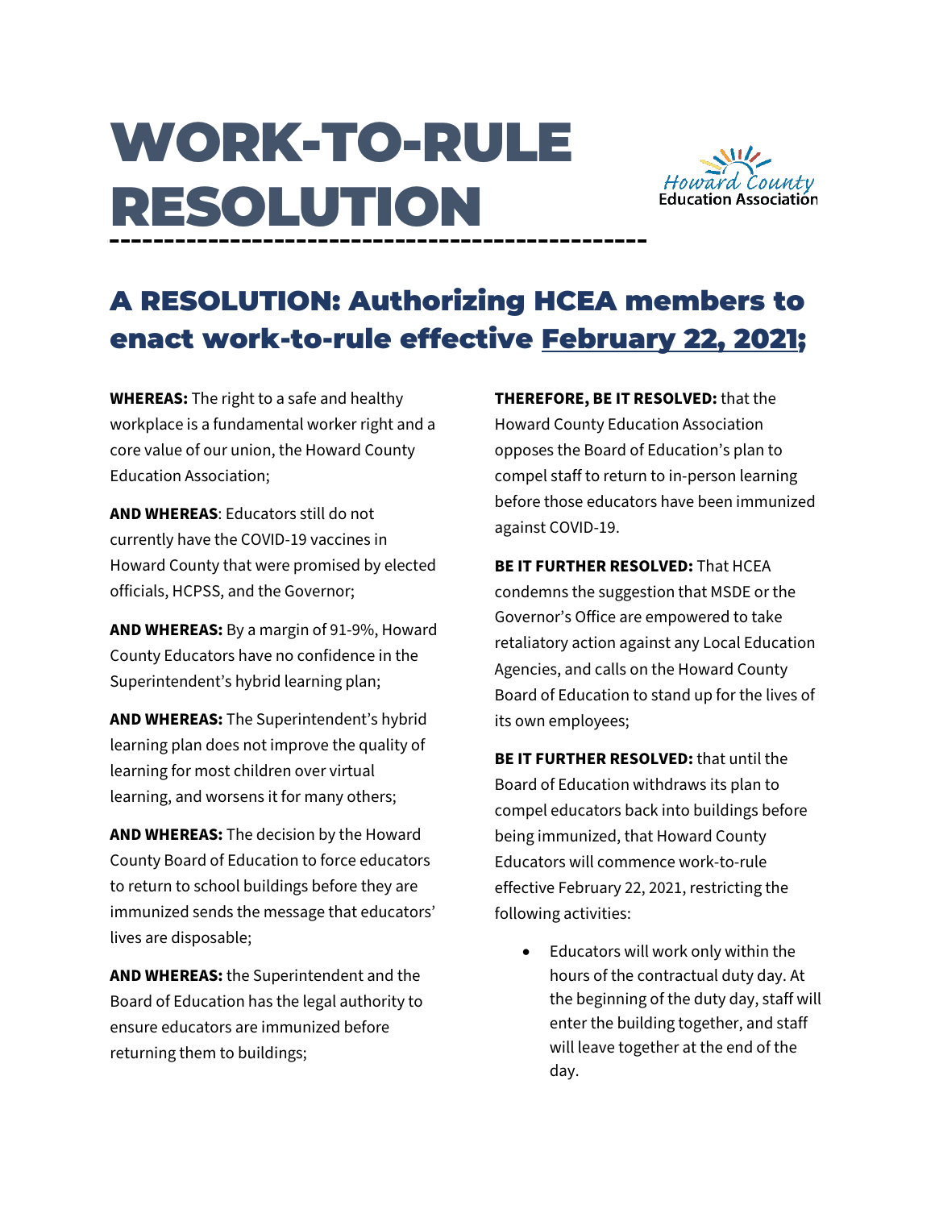# WORK-TO-RULE RESOLUTION

Howard County Education Association

## A RESOLUTION: Authorizing HCEA members to enact work-to-rule effective <u>February 22, 2021;</u>

**WHEREAS:** The right to a safe and healthy workplace is a fundamental worker right and a core value of our union, the Howard County Education Association;

**AND WHEREAS**: Educators still do not currently have the COVID-19 vaccines in Howard County that were promised by elected officials, HCPSS, and the Governor;

**AND WHEREAS:** By a margin of 91-9%, Howard County Educators have no confidence in the Superintendent's hybrid learning plan;

**AND WHEREAS:** The Superintendent's hybrid learning plan does not improve the quality of learning for most children over virtual learning, and worsens it for many others;

**AND WHEREAS:** The decision by the Howard County Board of Education to force educators to return to school buildings before they are immunized sends the message that educators' lives are disposable;

**AND WHEREAS:** the Superintendent and the Board of Education has the legal authority to ensure educators are immunized before returning them to buildings;

**THEREFORE, BE IT RESOLVED:** that the Howard County Education Association opposes the Board of Education's plan to compel staff to return to in-person learning before those educators have been immunized against COVID-19.

**BE IT FURTHER RESOLVED:** That HCEA condemns the suggestion that MSDE or the Governor's Office are empowered to take retaliatory action against any Local Education Agencies, and calls on the Howard County Board of Education to stand up for the lives of its own employees;

**BE IT FURTHER RESOLVED:** that until the Board of Education withdraws its plan to compel educators back into buildings before being immunized, that Howard County Educators will commence work-to-rule effective February 22, 2021, restricting the following activities:

- Educators will work only within the hours of the contractual duty day. At the beginning of the duty day, staff will enter the building together, and staff will leave together at the end of the day.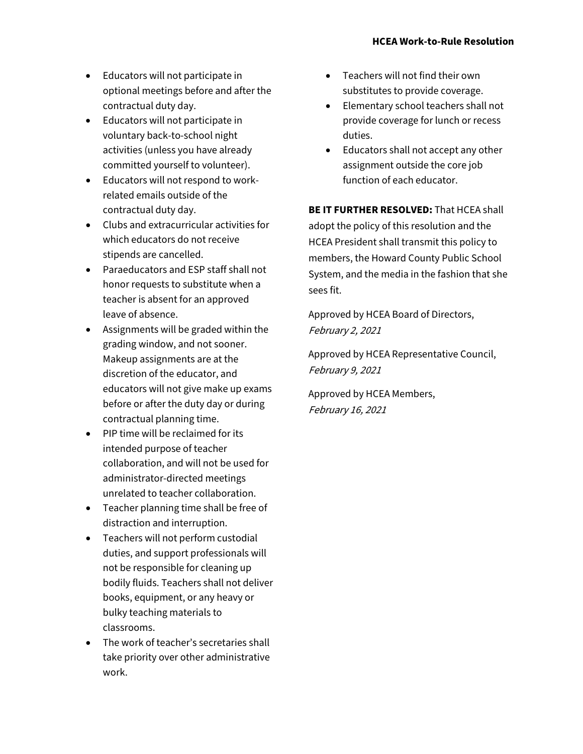- Educators will not participate in optional meetings before and after the contractual duty day.
- Educators will not participate in voluntary back-to-school night activities (unless you have already committed yourself to volunteer).
- Educators will not respond to work-related emails outside of the contractual duty day.
- Clubs and extracurricular activities for which educators do not receive stipends are cancelled.
- Paraeducators and ESP staff shall not honor requests to substitute when a teacher is absent for an approved leave of absence.
- Assignments will be graded within the grading window, and not sooner. Makeup assignments are at the discretion of the educator, and educators will not give make up exams before or after the duty day or during contractual planning time.
- PIP time will be reclaimed for its intended purpose of teacher collaboration, and will not be used for administrator-directed meetings unrelated to teacher collaboration.
- Teacher planning time shall be free of distraction and interruption.
- Teachers will not perform custodial duties, and support professionals will not be responsible for cleaning up bodily fluids. Teachers shall not deliver books, equipment, or any heavy or bulky teaching materials to classrooms.
- The work of teacher's secretaries shall take priority over other administrative work.
- Teachers will not find their own substitutes to provide coverage.
- Elementary school teachers shall not provide coverage for lunch or recess duties.
- Educators shall not accept any other assignment outside the core job function of each educator.

**BE IT FURTHER RESOLVED:** That HCEA shall adopt the policy of this resolution and the HCEA President shall transmit this policy to members, the Howard County Public School System, and the media in the fashion that she sees fit.

Approved by HCEA Board of Directors, *February 2, 2021*

Approved by HCEA Representative Council, *February 9, 2021*

Approved by HCEA Members, *February 16, 2021*